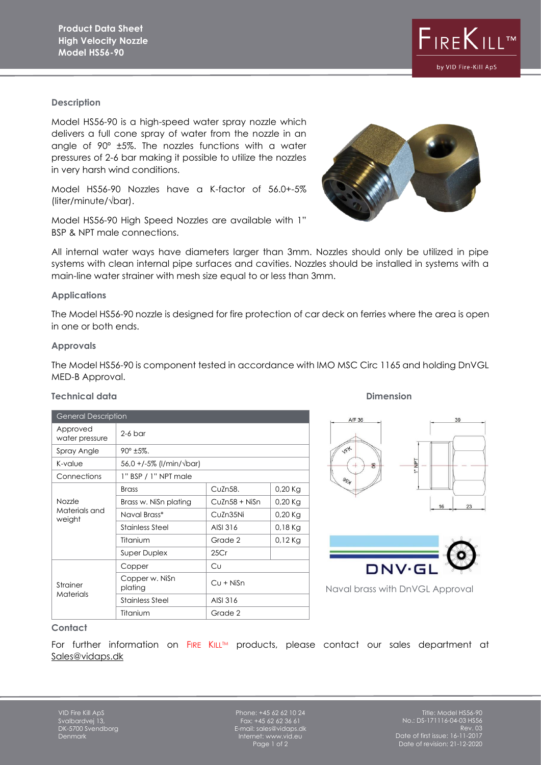**Product Data Sheet**
**High Velocity Nozzle**
**Model HS56-90**

FIREKILL™ by VID Fire-Kill ApS

## Description

Model HS56-90 is a high-speed water spray nozzle which delivers a full cone spray of water from the nozzle in an angle of 90° ±5%. The nozzles functions with a water pressures of 2-6 bar making it possible to utilize the nozzles in very harsh wind conditions.

Model HS56-90 Nozzles have a K-factor of 56.0+-5% (liter/minute/√bar).

Model HS56-90 High Speed Nozzles are available with 1" BSP & NPT male connections.

All internal water ways have diameters larger than 3mm. Nozzles should only be utilized in pipe systems with clean internal pipe surfaces and cavities. Nozzles should be installed in systems with a main-line water strainer with mesh size equal to or less than 3mm.

## Applications

The Model HS56-90 nozzle is designed for fire protection of car deck on ferries where the area is open in one or both ends.

## Approvals

The Model HS56-90 is component tested in accordance with IMO MSC Circ 1165 and holding DnVGL MED-B Approval.

## Technical data

| General Description | | | |
|---|---|---|---|
| Approved water pressure | 2-6 bar | | |
| Spray Angle | 90° ±5%. | | |
| K-value | 56,0 +/-5% (l/min/√bar) | | |
| Connections | 1" BSP / 1" NPT male | | |
| Nozzle Materials and weight | Brass | CuZn58. | 0,20 Kg |
| | Brass w. NiSn plating | CuZn58 + NiSn | 0,20 Kg |
| | Naval Brass* | CuZn35Ni | 0,20 Kg |
| | Stainless Steel | AISI 316 | 0,18 Kg |
| | Titanium | Grade 2 | 0,12 Kg |
| | Super Duplex | 25Cr | |
| Strainer Materials | Copper | Cu | |
| | Copper w. NiSn plating | Cu + NiSn | |
| | Stainless Steel | AISI 316 | |
| | Titanium | Grade 2 | |

## Dimension

A/F 36; 39; 1" NPT; 16; 23

DNV·GL

Naval brass with DnVGL Approval

## Contact

For further information on FIRE KILL™ products, please contact our sales department at Sales@vidaps.dk

VID Fire Kill ApS
Svalbardvej 13,
DK-5700 Svendborg
Denmark

Phone: +45 62 62 10 24
Fax: +45 62 62 36 61
E-mail: sales@vidaps.dk
Internet: www.vid.eu

Title: Model HS56-90
No.: DS-171116-04-03 HS56
Rev. 03
Date of first issue: 16-11-2017
Date of revision: 21-12-2020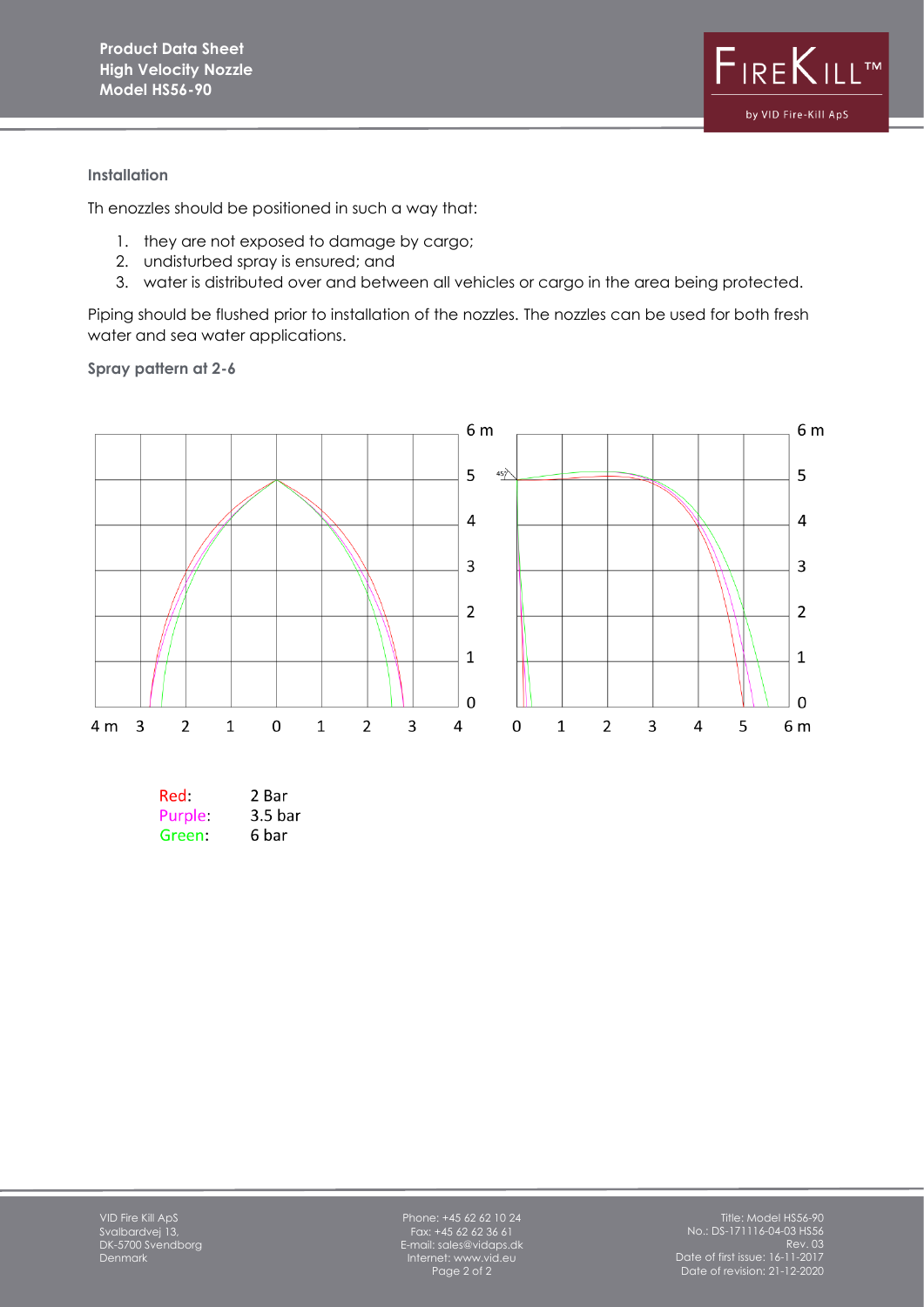#### Installation

Th enozzles should be positioned in such a way that:

1. they are not exposed to damage by cargo;
2. undisturbed spray is ensured; and
3. water is distributed over and between all vehicles or cargo in the area being protected.

Piping should be flushed prior to installation of the nozzles. The nozzles can be used for both fresh water and sea water applications.

#### Spray pattern at 2-6

6 m
5
4
3
2
1
0
4 m 3 2 1 0 1 2 3 4

45°
6 m
5
4
3
2
1
0
0 1 2 3 4 5 6 m

Red: 2 Bar
Purple: 3.5 bar
Green: 6 bar

VID Fire Kill ApS
Svalbardvej 13,
DK-5700 Svendborg
Denmark

Phone: +45 62 62 10 24
Fax: +45 62 62 36 61
E-mail: sales@vidaps.dk
Internet: www.vid.eu

Title: Model HS56-90
No.: DS-171116-04-03 HS56
Rev. 03
Date of first issue: 16-11-2017
Date of revision: 21-12-2020